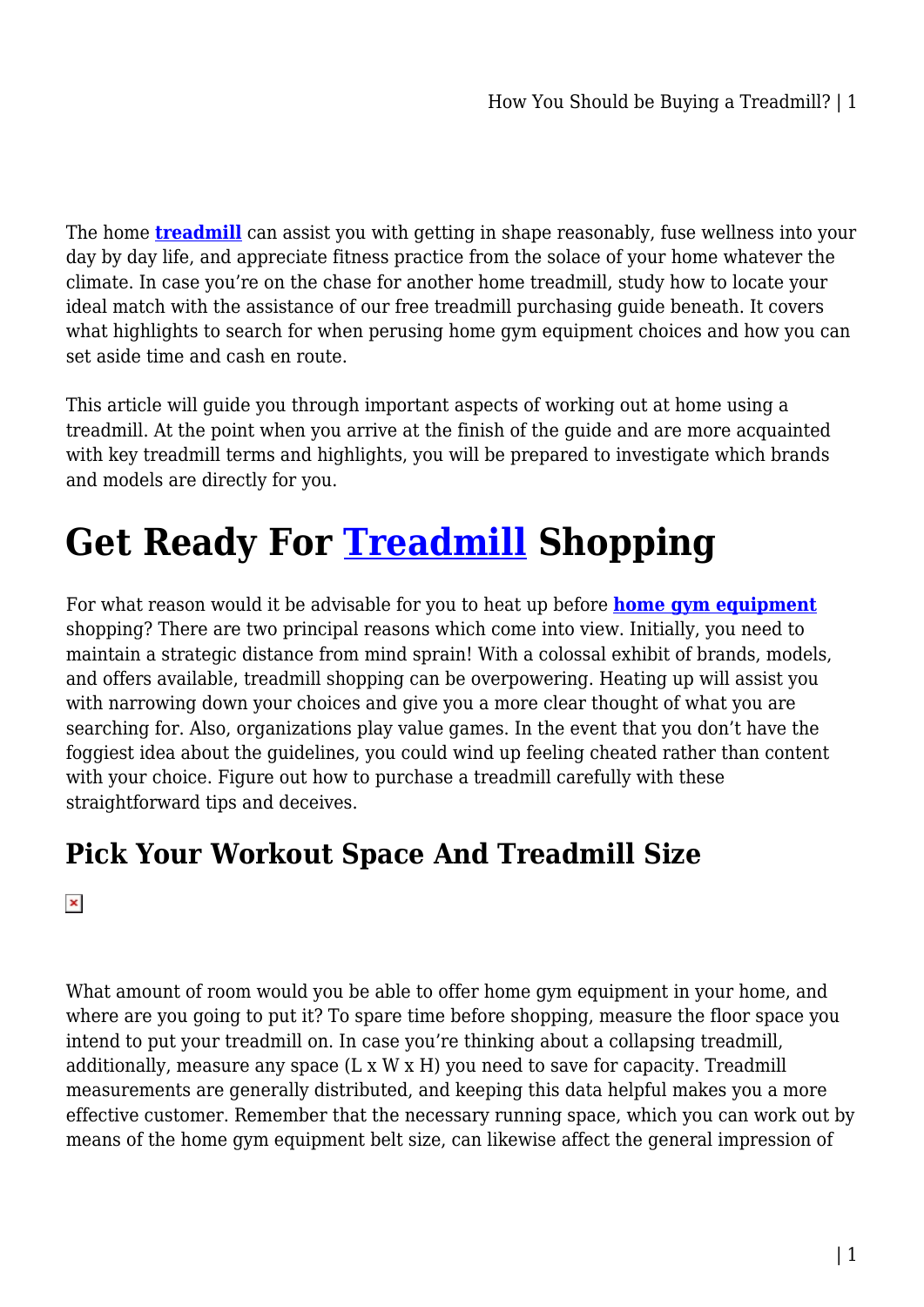The home **[treadmill]** can assist you with getting in shape reasonably, fuse wellness into your day by day life, and appreciate fitness practice from the solace of your home whatever the climate. In case you're on the chase for another home treadmill, study how to locate your ideal match with the assistance of our free treadmill purchasing guide beneath. It covers what highlights to search for when perusing home gym equipment choices and how you can set aside time and cash en route.

This article will guide you through important aspects of working out at home using a treadmill. At the point when you arrive at the finish of the guide and are more acquainted with key treadmill terms and highlights, you will be prepared to investigate which brands and models are directly for you.

# Get Ready For Treadmill Shopping

For what reason would it be advisable for you to heat up before **home gym equipment** shopping? There are two principal reasons which come into view. Initially, you need to maintain a strategic distance from mind sprain! With a colossal exhibit of brands, models, and offers available, treadmill shopping can be overpowering. Heating up will assist you with narrowing down your choices and give you a more clear thought of what you are searching for. Also, organizations play value games. In the event that you don't have the foggiest idea about the guidelines, you could wind up feeling cheated rather than content with your choice. Figure out how to purchase a treadmill carefully with these straightforward tips and deceives.

## Pick Your Workout Space And Treadmill Size

What amount of room would you be able to offer home gym equipment in your home, and where are you going to put it? To spare time before shopping, measure the floor space you intend to put your treadmill on. In case you're thinking about a collapsing treadmill, additionally, measure any space (L x W x H) you need to save for capacity. Treadmill measurements are generally distributed, and keeping this data helpful makes you a more effective customer. Remember that the necessary running space, which you can work out by means of the home gym equipment belt size, can likewise affect the general impression of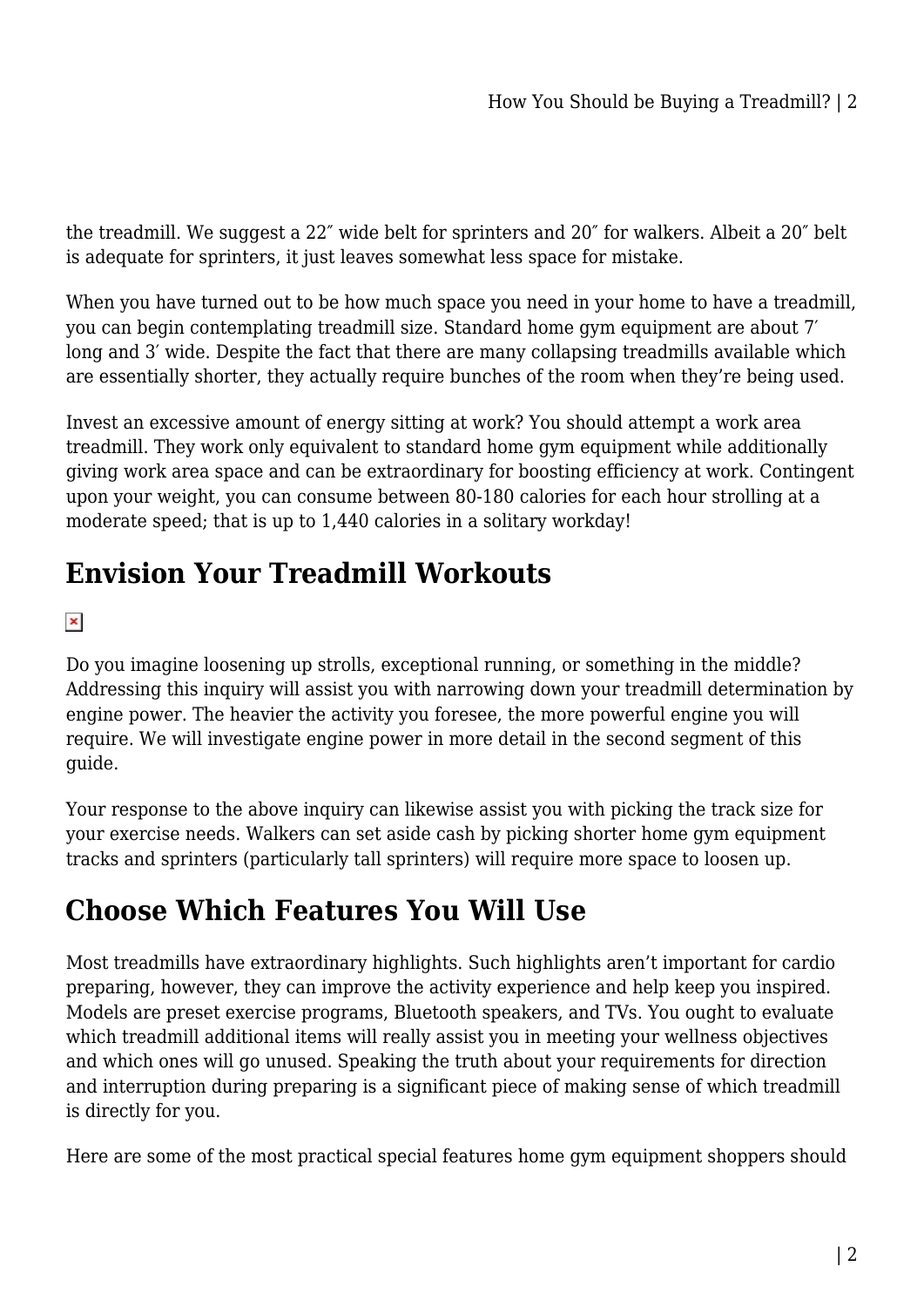the treadmill. We suggest a 22″ wide belt for sprinters and 20″ for walkers. Albeit a 20″ belt is adequate for sprinters, it just leaves somewhat less space for mistake.

When you have turned out to be how much space you need in your home to have a treadmill, you can begin contemplating treadmill size. Standard home gym equipment are about 7′ long and 3′ wide. Despite the fact that there are many collapsing treadmills available which are essentially shorter, they actually require bunches of the room when they're being used.

Invest an excessive amount of energy sitting at work? You should attempt a work area treadmill. They work only equivalent to standard home gym equipment while additionally giving work area space and can be extraordinary for boosting efficiency at work. Contingent upon your weight, you can consume between 80-180 calories for each hour strolling at a moderate speed; that is up to 1,440 calories in a solitary workday!

## Envision Your Treadmill Workouts

Do you imagine loosening up strolls, exceptional running, or something in the middle? Addressing this inquiry will assist you with narrowing down your treadmill determination by engine power. The heavier the activity you foresee, the more powerful engine you will require. We will investigate engine power in more detail in the second segment of this guide.

Your response to the above inquiry can likewise assist you with picking the track size for your exercise needs. Walkers can set aside cash by picking shorter home gym equipment tracks and sprinters (particularly tall sprinters) will require more space to loosen up.

## Choose Which Features You Will Use

Most treadmills have extraordinary highlights. Such highlights aren't important for cardio preparing, however, they can improve the activity experience and help keep you inspired. Models are preset exercise programs, Bluetooth speakers, and TVs. You ought to evaluate which treadmill additional items will really assist you in meeting your wellness objectives and which ones will go unused. Speaking the truth about your requirements for direction and interruption during preparing is a significant piece of making sense of which treadmill is directly for you.

Here are some of the most practical special features home gym equipment shoppers should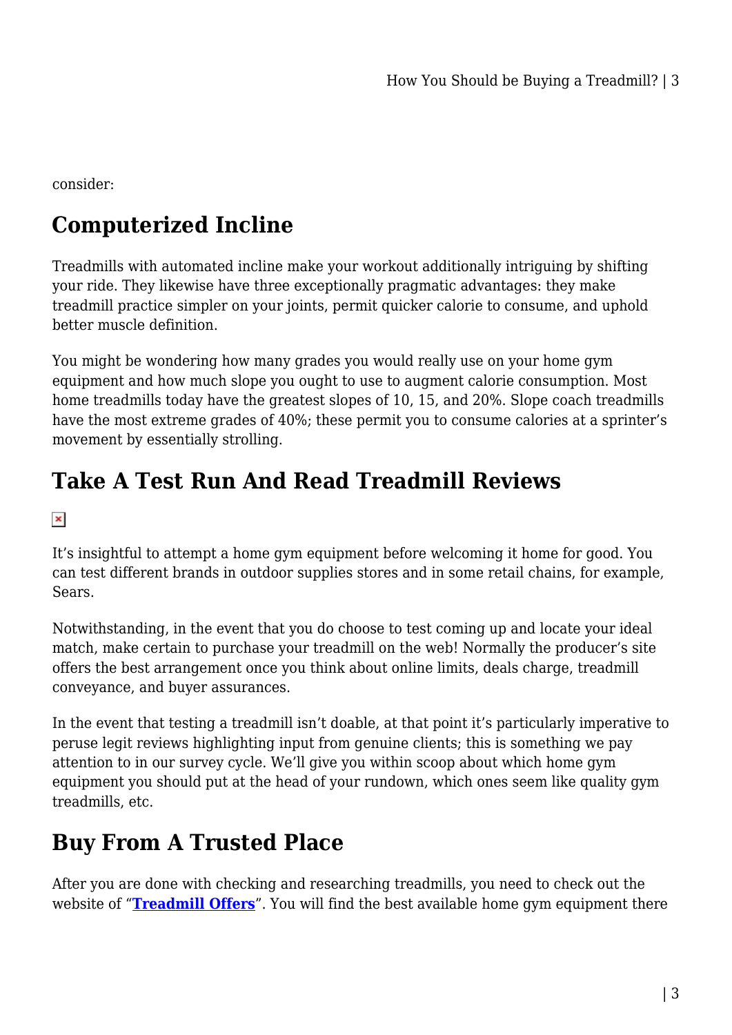consider:

## Computerized Incline

Treadmills with automated incline make your workout additionally intriguing by shifting your ride. They likewise have three exceptionally pragmatic advantages: they make treadmill practice simpler on your joints, permit quicker calorie to consume, and uphold better muscle definition.

You might be wondering how many grades you would really use on your home gym equipment and how much slope you ought to use to augment calorie consumption. Most home treadmills today have the greatest slopes of 10, 15, and 20%. Slope coach treadmills have the most extreme grades of 40%; these permit you to consume calories at a sprinter's movement by essentially strolling.

## Take A Test Run And Read Treadmill Reviews

It's insightful to attempt a home gym equipment before welcoming it home for good. You can test different brands in outdoor supplies stores and in some retail chains, for example, Sears.

Notwithstanding, in the event that you do choose to test coming up and locate your ideal match, make certain to purchase your treadmill on the web! Normally the producer's site offers the best arrangement once you think about online limits, deals charge, treadmill conveyance, and buyer assurances.

In the event that testing a treadmill isn't doable, at that point it's particularly imperative to peruse legit reviews highlighting input from genuine clients; this is something we pay attention to in our survey cycle. We'll give you within scoop about which home gym equipment you should put at the head of your rundown, which ones seem like quality gym treadmills, etc.

## Buy From A Trusted Place

After you are done with checking and researching treadmills, you need to check out the website of "**Treadmill Offers**". You will find the best available home gym equipment there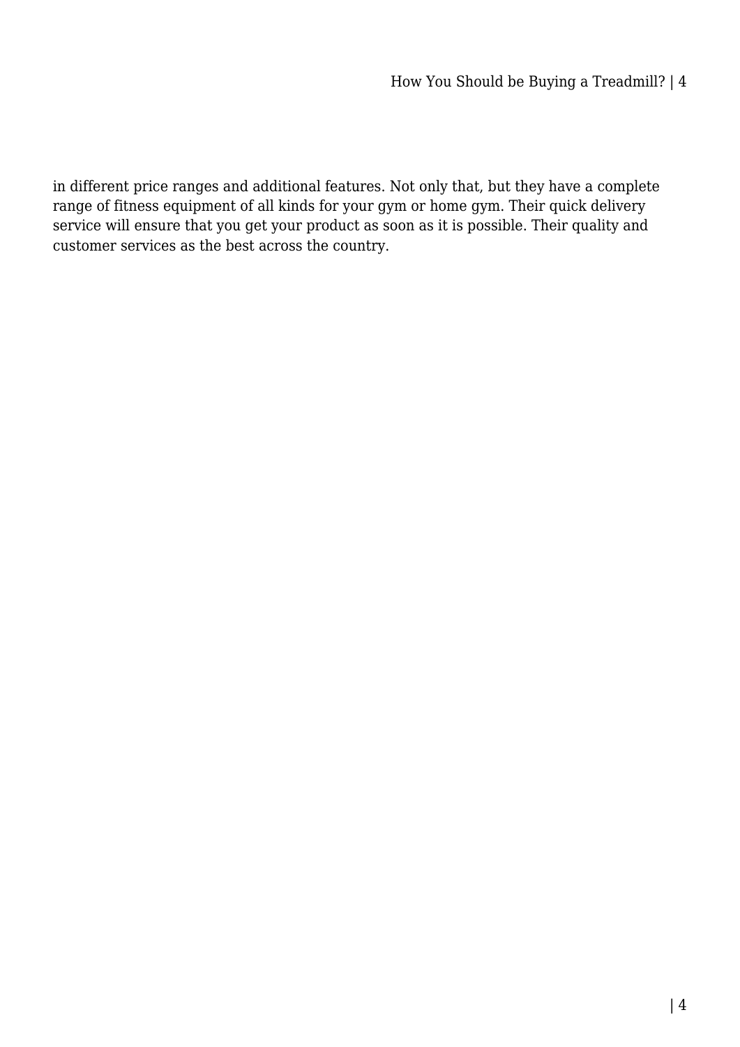in different price ranges and additional features. Not only that, but they have a complete range of fitness equipment of all kinds for your gym or home gym. Their quick delivery service will ensure that you get your product as soon as it is possible. Their quality and customer services as the best across the country.